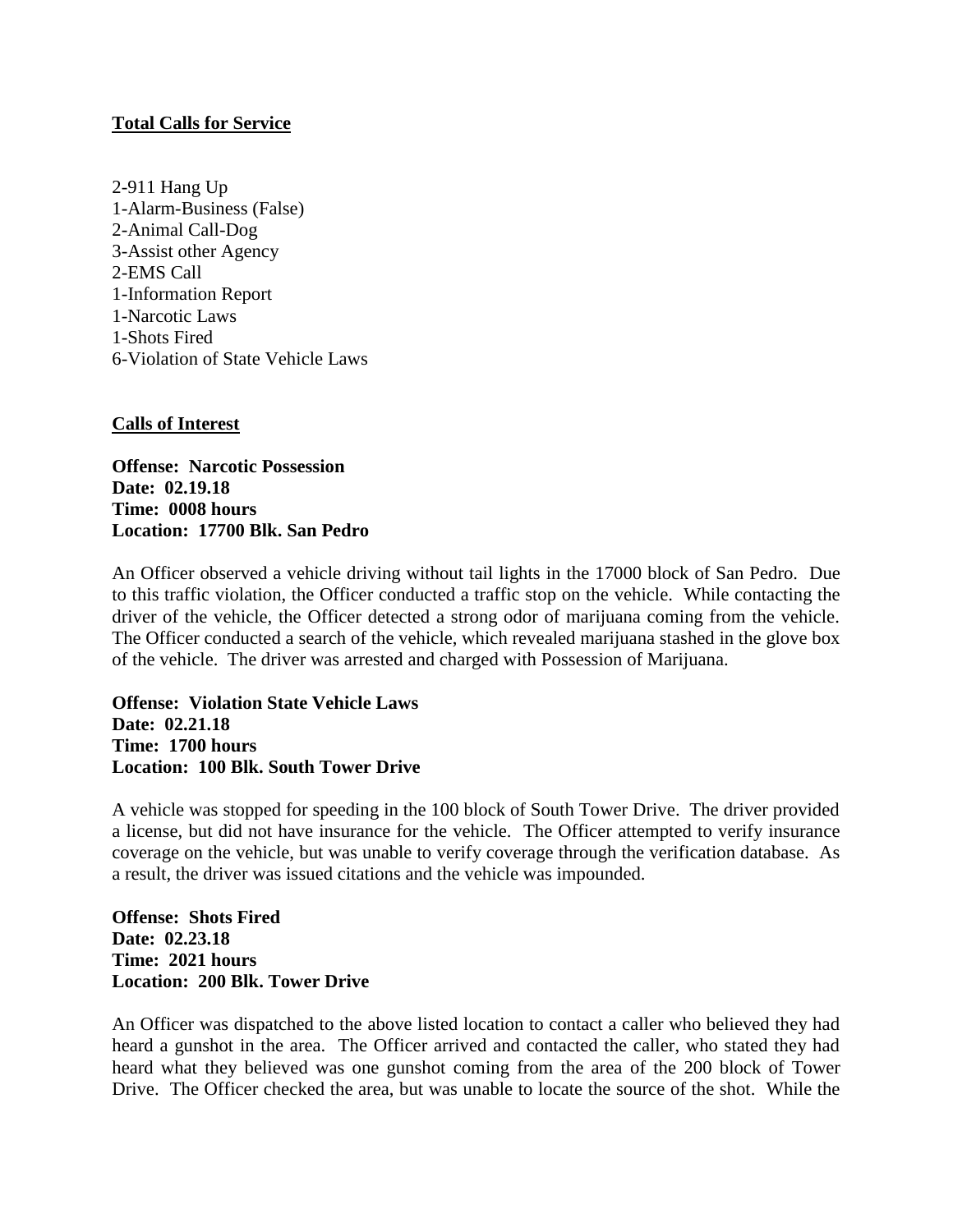**Total Calls for Service**

2-911 Hang Up
1-Alarm-Business (False)
2-Animal Call-Dog
3-Assist other Agency
2-EMS Call
1-Information Report
1-Narcotic Laws
1-Shots Fired
6-Violation of State Vehicle Laws

**Calls of Interest**

**Offense: Narcotic Possession**
**Date: 02.19.18**
**Time: 0008 hours**
**Location: 17700 Blk. San Pedro**

An Officer observed a vehicle driving without tail lights in the 17000 block of San Pedro. Due to this traffic violation, the Officer conducted a traffic stop on the vehicle. While contacting the driver of the vehicle, the Officer detected a strong odor of marijuana coming from the vehicle. The Officer conducted a search of the vehicle, which revealed marijuana stashed in the glove box of the vehicle. The driver was arrested and charged with Possession of Marijuana.

**Offense: Violation State Vehicle Laws**
**Date: 02.21.18**
**Time: 1700 hours**
**Location: 100 Blk. South Tower Drive**

A vehicle was stopped for speeding in the 100 block of South Tower Drive. The driver provided a license, but did not have insurance for the vehicle. The Officer attempted to verify insurance coverage on the vehicle, but was unable to verify coverage through the verification database. As a result, the driver was issued citations and the vehicle was impounded.

**Offense: Shots Fired**
**Date: 02.23.18**
**Time: 2021 hours**
**Location: 200 Blk. Tower Drive**

An Officer was dispatched to the above listed location to contact a caller who believed they had heard a gunshot in the area. The Officer arrived and contacted the caller, who stated they had heard what they believed was one gunshot coming from the area of the 200 block of Tower Drive. The Officer checked the area, but was unable to locate the source of the shot. While the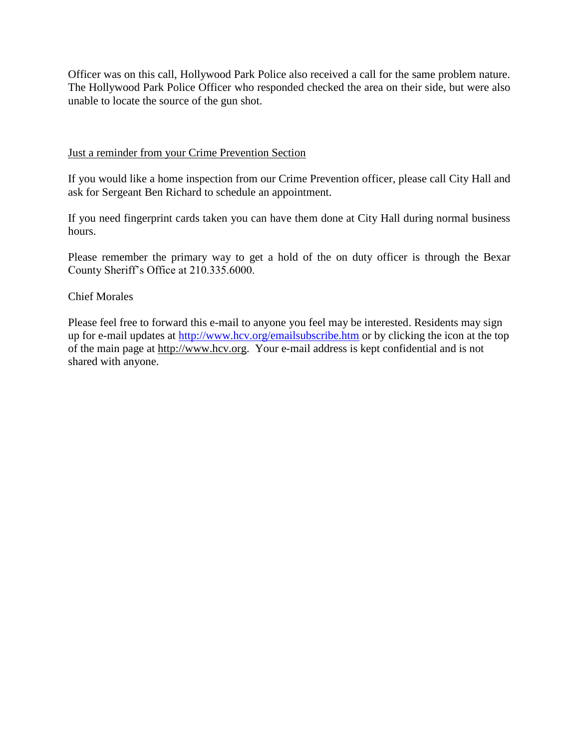Officer was on this call, Hollywood Park Police also received a call for the same problem nature. The Hollywood Park Police Officer who responded checked the area on their side, but were also unable to locate the source of the gun shot.

Just a reminder from your Crime Prevention Section

If you would like a home inspection from our Crime Prevention officer, please call City Hall and ask for Sergeant Ben Richard to schedule an appointment.

If you need fingerprint cards taken you can have them done at City Hall during normal business hours.

Please remember the primary way to get a hold of the on duty officer is through the Bexar County Sheriff's Office at 210.335.6000.

Chief Morales

Please feel free to forward this e-mail to anyone you feel may be interested. Residents may sign up for e-mail updates at http://www.hcv.org/emailsubscribe.htm or by clicking the icon at the top of the main page at http://www.hcv.org. Your e-mail address is kept confidential and is not shared with anyone.